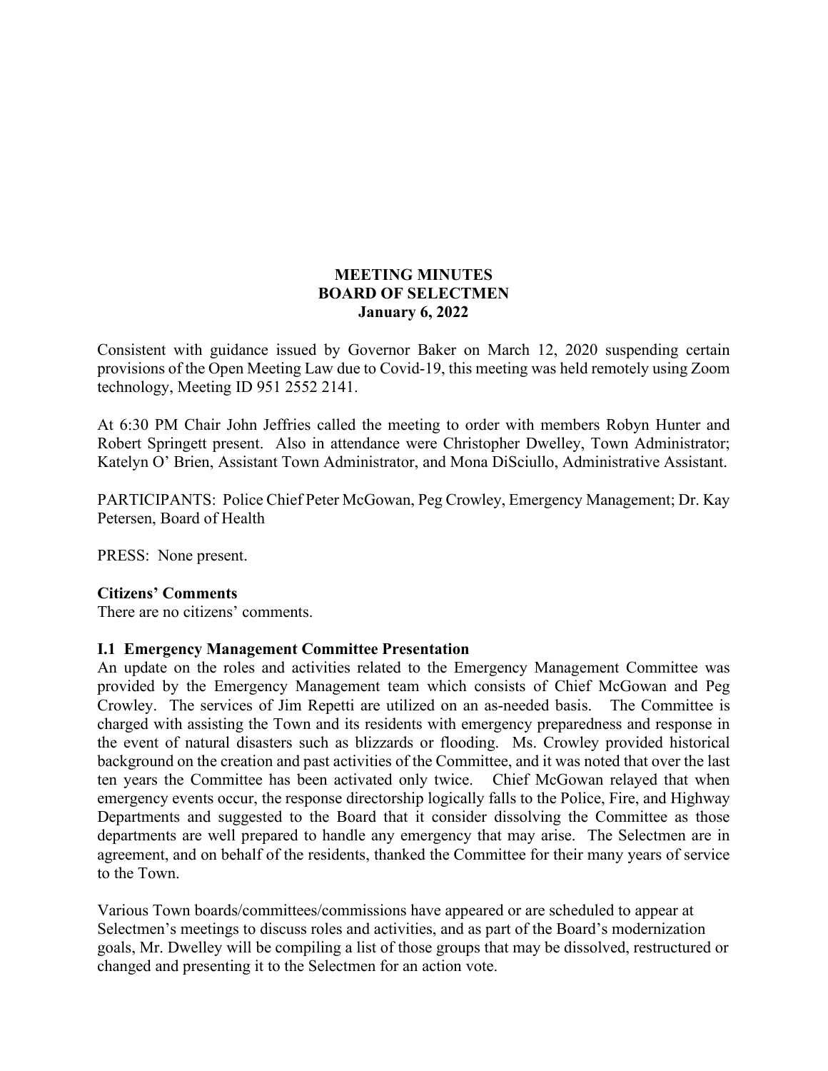**MEETING MINUTES**
**BOARD OF SELECTMEN**
**January 6, 2022**

Consistent with guidance issued by Governor Baker on March 12, 2020 suspending certain provisions of the Open Meeting Law due to Covid-19, this meeting was held remotely using Zoom technology, Meeting ID 951 2552 2141.

At 6:30 PM Chair John Jeffries called the meeting to order with members Robyn Hunter and Robert Springett present. Also in attendance were Christopher Dwelley, Town Administrator; Katelyn O' Brien, Assistant Town Administrator, and Mona DiSciullo, Administrative Assistant.

PARTICIPANTS: Police Chief Peter McGowan, Peg Crowley, Emergency Management; Dr. Kay Petersen, Board of Health

PRESS: None present.

**Citizens' Comments**
There are no citizens' comments.

**I.1 Emergency Management Committee Presentation**
An update on the roles and activities related to the Emergency Management Committee was provided by the Emergency Management team which consists of Chief McGowan and Peg Crowley. The services of Jim Repetti are utilized on an as-needed basis. The Committee is charged with assisting the Town and its residents with emergency preparedness and response in the event of natural disasters such as blizzards or flooding. Ms. Crowley provided historical background on the creation and past activities of the Committee, and it was noted that over the last ten years the Committee has been activated only twice. Chief McGowan relayed that when emergency events occur, the response directorship logically falls to the Police, Fire, and Highway Departments and suggested to the Board that it consider dissolving the Committee as those departments are well prepared to handle any emergency that may arise. The Selectmen are in agreement, and on behalf of the residents, thanked the Committee for their many years of service to the Town.

Various Town boards/committees/commissions have appeared or are scheduled to appear at Selectmen's meetings to discuss roles and activities, and as part of the Board's modernization goals, Mr. Dwelley will be compiling a list of those groups that may be dissolved, restructured or changed and presenting it to the Selectmen for an action vote.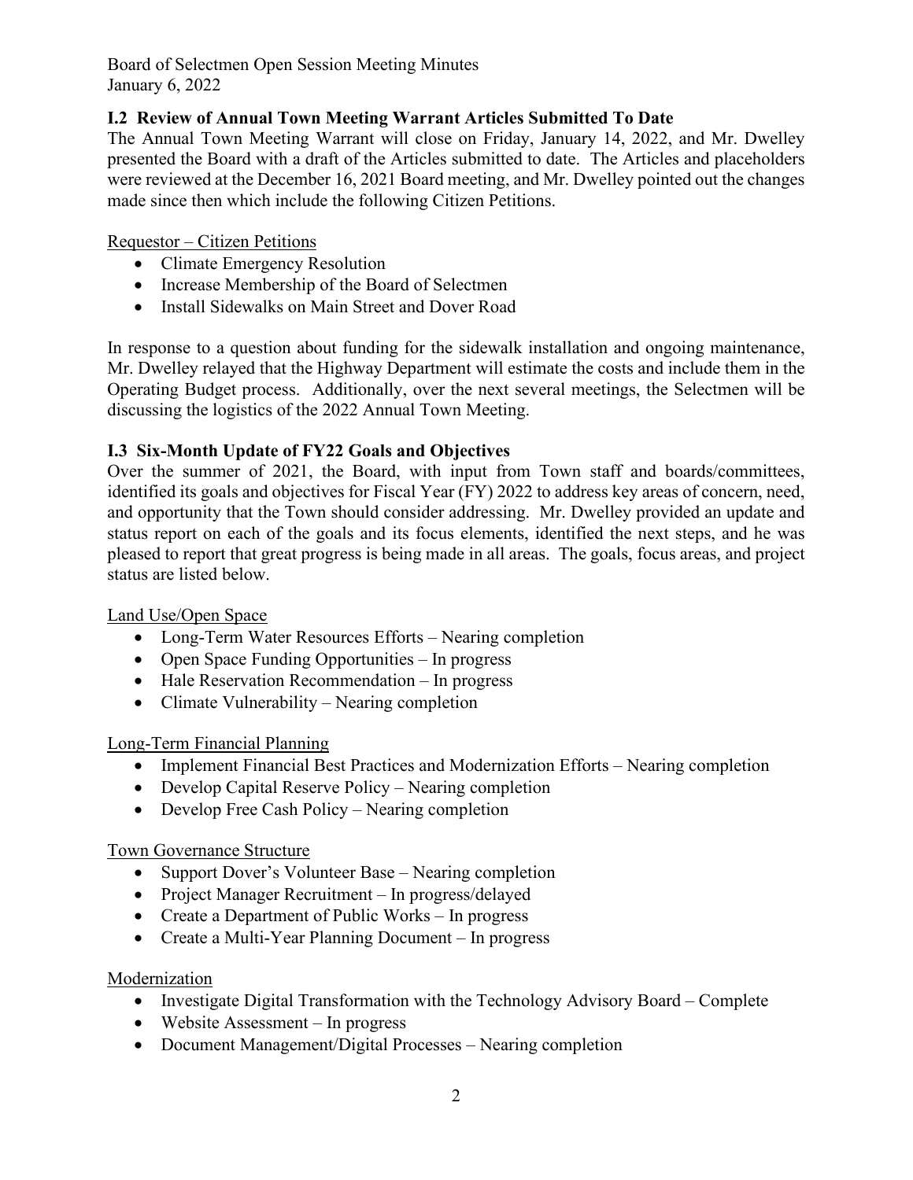### I.2 Review of Annual Town Meeting Warrant Articles Submitted To Date

The Annual Town Meeting Warrant will close on Friday, January 14, 2022, and Mr. Dwelley presented the Board with a draft of the Articles submitted to date. The Articles and placeholders were reviewed at the December 16, 2021 Board meeting, and Mr. Dwelley pointed out the changes made since then which include the following Citizen Petitions.

Requestor – Citizen Petitions

- Climate Emergency Resolution
- Increase Membership of the Board of Selectmen
- Install Sidewalks on Main Street and Dover Road

In response to a question about funding for the sidewalk installation and ongoing maintenance, Mr. Dwelley relayed that the Highway Department will estimate the costs and include them in the Operating Budget process. Additionally, over the next several meetings, the Selectmen will be discussing the logistics of the 2022 Annual Town Meeting.

### I.3 Six-Month Update of FY22 Goals and Objectives

Over the summer of 2021, the Board, with input from Town staff and boards/committees, identified its goals and objectives for Fiscal Year (FY) 2022 to address key areas of concern, need, and opportunity that the Town should consider addressing. Mr. Dwelley provided an update and status report on each of the goals and its focus elements, identified the next steps, and he was pleased to report that great progress is being made in all areas. The goals, focus areas, and project status are listed below.

Land Use/Open Space

- Long-Term Water Resources Efforts – Nearing completion
- Open Space Funding Opportunities – In progress
- Hale Reservation Recommendation – In progress
- Climate Vulnerability – Nearing completion

Long-Term Financial Planning

- Implement Financial Best Practices and Modernization Efforts – Nearing completion
- Develop Capital Reserve Policy – Nearing completion
- Develop Free Cash Policy – Nearing completion

Town Governance Structure

- Support Dover's Volunteer Base – Nearing completion
- Project Manager Recruitment – In progress/delayed
- Create a Department of Public Works – In progress
- Create a Multi-Year Planning Document – In progress

Modernization

- Investigate Digital Transformation with the Technology Advisory Board – Complete
- Website Assessment – In progress
- Document Management/Digital Processes – Nearing completion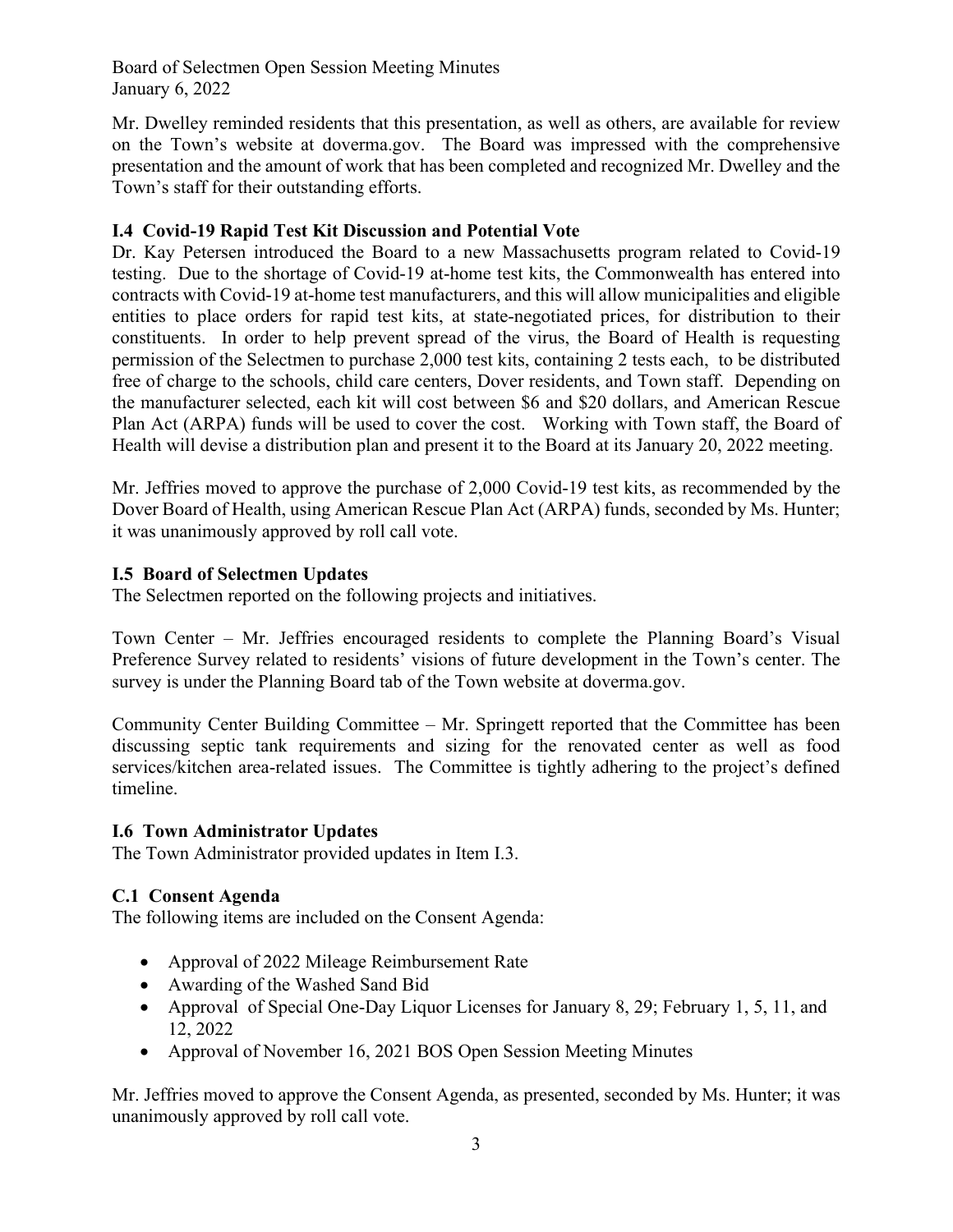Mr. Dwelley reminded residents that this presentation, as well as others, are available for review on the Town's website at doverma.gov. The Board was impressed with the comprehensive presentation and the amount of work that has been completed and recognized Mr. Dwelley and the Town's staff for their outstanding efforts.

### I.4 Covid-19 Rapid Test Kit Discussion and Potential Vote

Dr. Kay Petersen introduced the Board to a new Massachusetts program related to Covid-19 testing. Due to the shortage of Covid-19 at-home test kits, the Commonwealth has entered into contracts with Covid-19 at-home test manufacturers, and this will allow municipalities and eligible entities to place orders for rapid test kits, at state-negotiated prices, for distribution to their constituents. In order to help prevent spread of the virus, the Board of Health is requesting permission of the Selectmen to purchase 2,000 test kits, containing 2 tests each, to be distributed free of charge to the schools, child care centers, Dover residents, and Town staff. Depending on the manufacturer selected, each kit will cost between $6 and $20 dollars, and American Rescue Plan Act (ARPA) funds will be used to cover the cost. Working with Town staff, the Board of Health will devise a distribution plan and present it to the Board at its January 20, 2022 meeting.

Mr. Jeffries moved to approve the purchase of 2,000 Covid-19 test kits, as recommended by the Dover Board of Health, using American Rescue Plan Act (ARPA) funds, seconded by Ms. Hunter; it was unanimously approved by roll call vote.

### I.5 Board of Selectmen Updates

The Selectmen reported on the following projects and initiatives.

Town Center – Mr. Jeffries encouraged residents to complete the Planning Board's Visual Preference Survey related to residents' visions of future development in the Town's center. The survey is under the Planning Board tab of the Town website at doverma.gov.

Community Center Building Committee – Mr. Springett reported that the Committee has been discussing septic tank requirements and sizing for the renovated center as well as food services/kitchen area-related issues. The Committee is tightly adhering to the project's defined timeline.

### I.6 Town Administrator Updates

The Town Administrator provided updates in Item I.3.

### C.1 Consent Agenda

The following items are included on the Consent Agenda:

- Approval of 2022 Mileage Reimbursement Rate
- Awarding of the Washed Sand Bid
- Approval of Special One-Day Liquor Licenses for January 8, 29; February 1, 5, 11, and 12, 2022
- Approval of November 16, 2021 BOS Open Session Meeting Minutes

Mr. Jeffries moved to approve the Consent Agenda, as presented, seconded by Ms. Hunter; it was unanimously approved by roll call vote.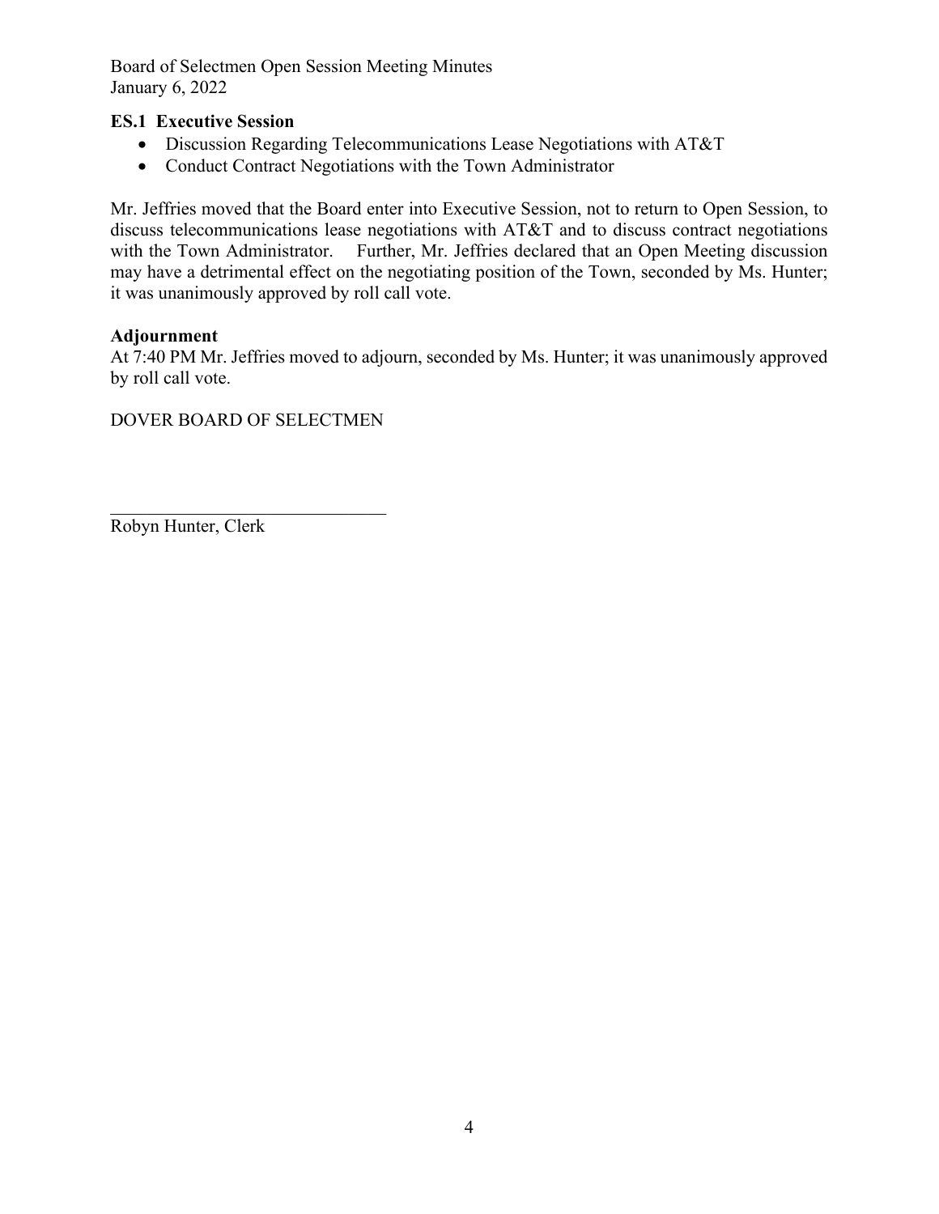**ES.1 Executive Session**

- Discussion Regarding Telecommunications Lease Negotiations with AT&T
- Conduct Contract Negotiations with the Town Administrator

Mr. Jeffries moved that the Board enter into Executive Session, not to return to Open Session, to discuss telecommunications lease negotiations with AT&T and to discuss contract negotiations with the Town Administrator. Further, Mr. Jeffries declared that an Open Meeting discussion may have a detrimental effect on the negotiating position of the Town, seconded by Ms. Hunter; it was unanimously approved by roll call vote.

**Adjournment**

At 7:40 PM Mr. Jeffries moved to adjourn, seconded by Ms. Hunter; it was unanimously approved by roll call vote.

DOVER BOARD OF SELECTMEN

\_\_\_\_\_\_\_\_\_\_\_\_\_\_\_\_\_\_\_\_\_\_\_\_\_\_\_\_\_\_\_\_

Robyn Hunter, Clerk